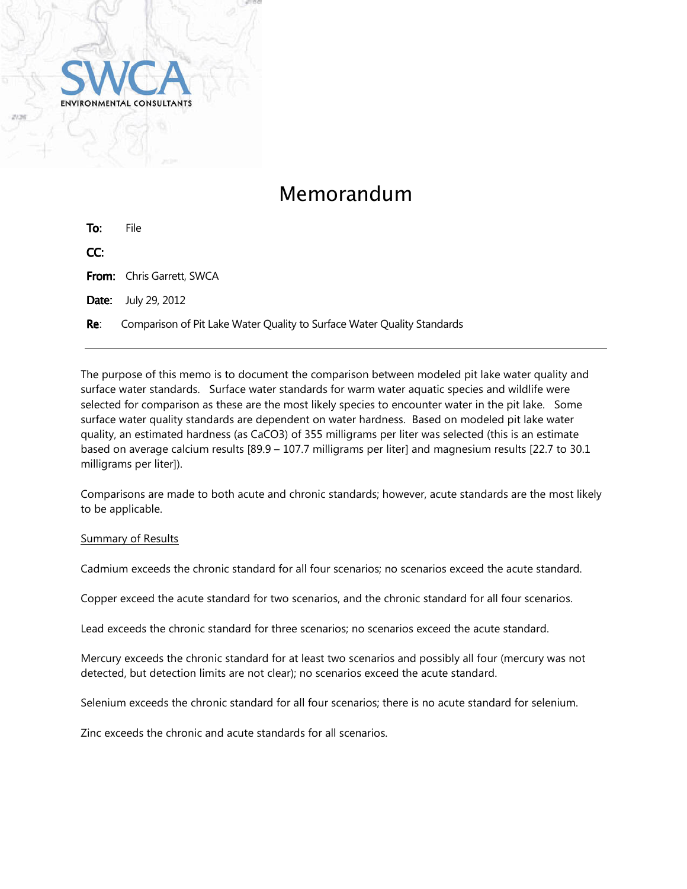SWCA

ENVIRONMENTAL CONSULTANTS

# Memorandum

**To:** File

**CC:**

**From:** Chris Garrett, SWCA

**Date:** July 29, 2012

**Re**: Comparison of Pit Lake Water Quality to Surface Water Quality Standards

---

The purpose of this memo is to document the comparison between modeled pit lake water quality and surface water standards. Surface water standards for warm water aquatic species and wildlife were selected for comparison as these are the most likely species to encounter water in the pit lake. Some surface water quality standards are dependent on water hardness. Based on modeled pit lake water quality, an estimated hardness (as $CaCO_3$) of 355 milligrams per liter was selected (this is an estimate based on average calcium results [89.9 – 107.7 milligrams per liter] and magnesium results [22.7 to 30.1 milligrams per liter]).

Comparisons are made to both acute and chronic standards; however, acute standards are the most likely to be applicable.

<u>Summary of Results</u>

Cadmium exceeds the chronic standard for all four scenarios; no scenarios exceed the acute standard.

Copper exceed the acute standard for two scenarios, and the chronic standard for all four scenarios.

Lead exceeds the chronic standard for three scenarios; no scenarios exceed the acute standard.

Mercury exceeds the chronic standard for at least two scenarios and possibly all four (mercury was not detected, but detection limits are not clear); no scenarios exceed the acute standard.

Selenium exceeds the chronic standard for all four scenarios; there is no acute standard for selenium.

Zinc exceeds the chronic and acute standards for all scenarios.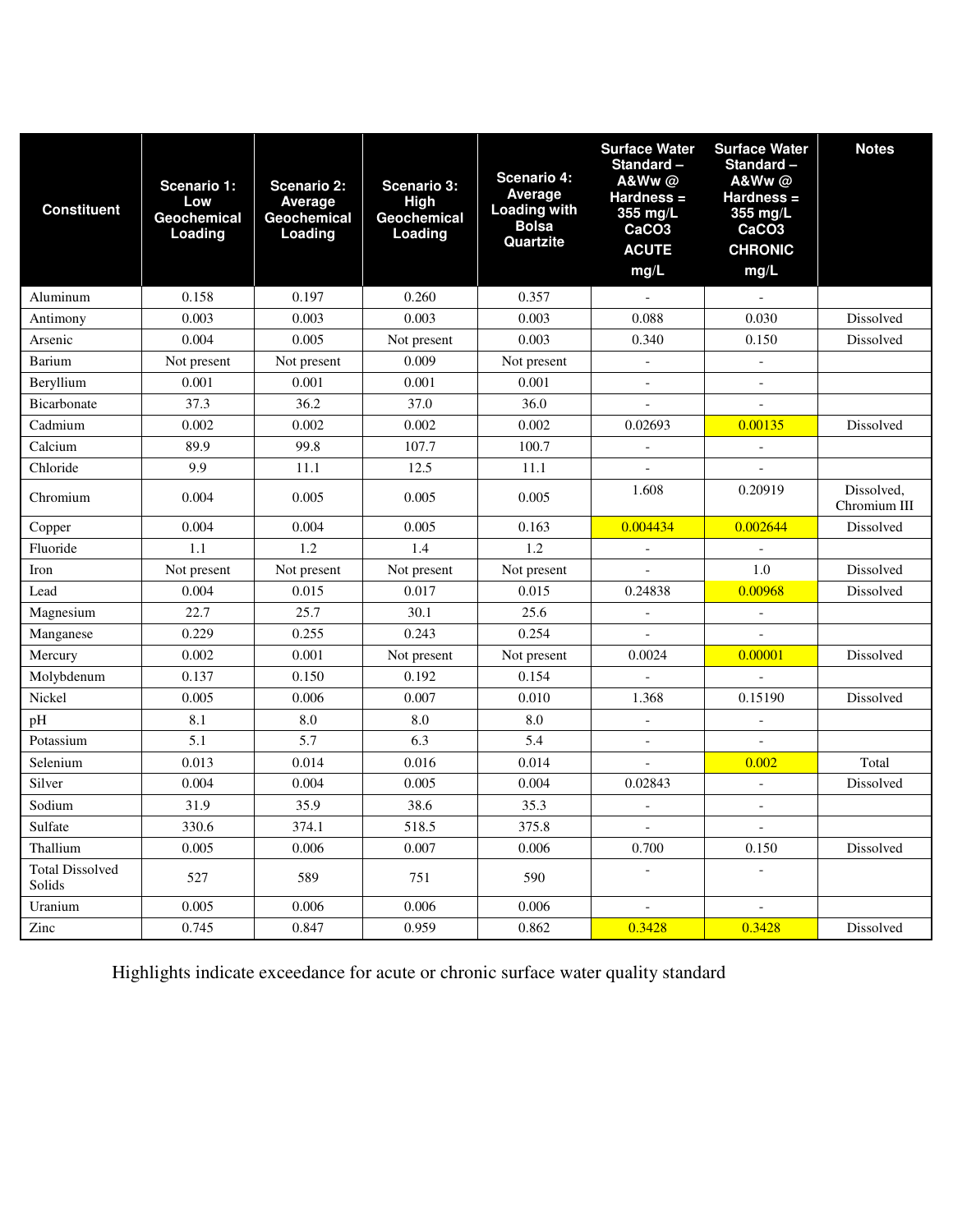| Constituent | Scenario 1: Low Geochemical Loading | Scenario 2: Average Geochemical Loading | Scenario 3: High Geochemical Loading | Scenario 4: Average Loading with Bolsa Quartzite | Surface Water Standard – A&Ww @ Hardness = 355 mg/L CaCO3 ACUTE mg/L | Surface Water Standard – A&Ww @ Hardness = 355 mg/L CaCO3 CHRONIC mg/L | Notes |
|---|---|---|---|---|---|---|---|
| Aluminum | 0.158 | 0.197 | 0.260 | 0.357 | - | - | |
| Antimony | 0.003 | 0.003 | 0.003 | 0.003 | 0.088 | 0.030 | Dissolved |
| Arsenic | 0.004 | 0.005 | Not present | 0.003 | 0.340 | 0.150 | Dissolved |
| Barium | Not present | Not present | 0.009 | Not present | - | - | |
| Beryllium | 0.001 | 0.001 | 0.001 | 0.001 | - | - | |
| Bicarbonate | 37.3 | 36.2 | 37.0 | 36.0 | - | - | |
| Cadmium | 0.002 | 0.002 | 0.002 | 0.002 | 0.02693 | 0.00135 | Dissolved |
| Calcium | 89.9 | 99.8 | 107.7 | 100.7 | - | - | |
| Chloride | 9.9 | 11.1 | 12.5 | 11.1 | - | - | |
| Chromium | 0.004 | 0.005 | 0.005 | 0.005 | 1.608 | 0.20919 | Dissolved, Chromium III |
| Copper | 0.004 | 0.004 | 0.005 | 0.163 | 0.004434 | 0.002644 | Dissolved |
| Fluoride | 1.1 | 1.2 | 1.4 | 1.2 | - | - | |
| Iron | Not present | Not present | Not present | Not present | - | 1.0 | Dissolved |
| Lead | 0.004 | 0.015 | 0.017 | 0.015 | 0.24838 | 0.00968 | Dissolved |
| Magnesium | 22.7 | 25.7 | 30.1 | 25.6 | - | - | |
| Manganese | 0.229 | 0.255 | 0.243 | 0.254 | - | - | |
| Mercury | 0.002 | 0.001 | Not present | Not present | 0.0024 | 0.00001 | Dissolved |
| Molybdenum | 0.137 | 0.150 | 0.192 | 0.154 | - | - | |
| Nickel | 0.005 | 0.006 | 0.007 | 0.010 | 1.368 | 0.15190 | Dissolved |
| pH | 8.1 | 8.0 | 8.0 | 8.0 | - | - | |
| Potassium | 5.1 | 5.7 | 6.3 | 5.4 | - | - | |
| Selenium | 0.013 | 0.014 | 0.016 | 0.014 | - | 0.002 | Total |
| Silver | 0.004 | 0.004 | 0.005 | 0.004 | 0.02843 | - | Dissolved |
| Sodium | 31.9 | 35.9 | 38.6 | 35.3 | - | - | |
| Sulfate | 330.6 | 374.1 | 518.5 | 375.8 | - | - | |
| Thallium | 0.005 | 0.006 | 0.007 | 0.006 | 0.700 | 0.150 | Dissolved |
| Total Dissolved Solids | 527 | 589 | 751 | 590 | - | - | |
| Uranium | 0.005 | 0.006 | 0.006 | 0.006 | - | - | |
| Zinc | 0.745 | 0.847 | 0.959 | 0.862 | 0.3428 | 0.3428 | Dissolved |

Highlights indicate exceedance for acute or chronic surface water quality standard